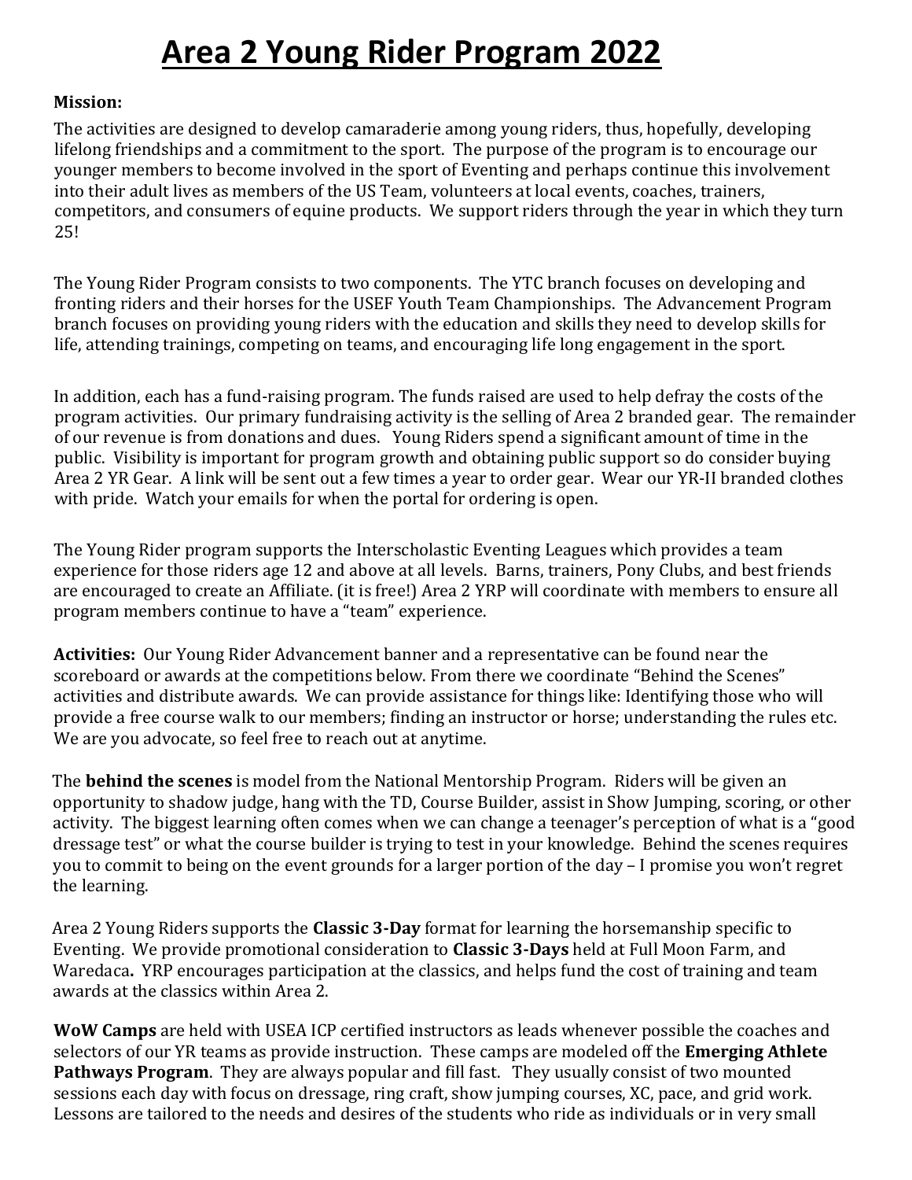# Area 2 Young Rider Program 2022

**Mission:**

The activities are designed to develop camaraderie among young riders, thus, hopefully, developing lifelong friendships and a commitment to the sport. The purpose of the program is to encourage our younger members to become involved in the sport of Eventing and perhaps continue this involvement into their adult lives as members of the US Team, volunteers at local events, coaches, trainers, competitors, and consumers of equine products. We support riders through the year in which they turn 25!

The Young Rider Program consists to two components. The YTC branch focuses on developing and fronting riders and their horses for the USEF Youth Team Championships. The Advancement Program branch focuses on providing young riders with the education and skills they need to develop skills for life, attending trainings, competing on teams, and encouraging life long engagement in the sport.

In addition, each has a fund-raising program. The funds raised are used to help defray the costs of the program activities. Our primary fundraising activity is the selling of Area 2 branded gear. The remainder of our revenue is from donations and dues. Young Riders spend a significant amount of time in the public. Visibility is important for program growth and obtaining public support so do consider buying Area 2 YR Gear. A link will be sent out a few times a year to order gear. Wear our YR-II branded clothes with pride. Watch your emails for when the portal for ordering is open.

The Young Rider program supports the Interscholastic Eventing Leagues which provides a team experience for those riders age 12 and above at all levels. Barns, trainers, Pony Clubs, and best friends are encouraged to create an Affiliate. (it is free!) Area 2 YRP will coordinate with members to ensure all program members continue to have a "team" experience.

**Activities:** Our Young Rider Advancement banner and a representative can be found near the scoreboard or awards at the competitions below. From there we coordinate "Behind the Scenes" activities and distribute awards. We can provide assistance for things like: Identifying those who will provide a free course walk to our members; finding an instructor or horse; understanding the rules etc. We are you advocate, so feel free to reach out at anytime.

The **behind the scenes** is model from the National Mentorship Program. Riders will be given an opportunity to shadow judge, hang with the TD, Course Builder, assist in Show Jumping, scoring, or other activity. The biggest learning often comes when we can change a teenager's perception of what is a "good dressage test" or what the course builder is trying to test in your knowledge. Behind the scenes requires you to commit to being on the event grounds for a larger portion of the day – I promise you won't regret the learning.

Area 2 Young Riders supports the **Classic 3-Day** format for learning the horsemanship specific to Eventing. We provide promotional consideration to **Classic 3-Days** held at Full Moon Farm, and Waredaca**.** YRP encourages participation at the classics, and helps fund the cost of training and team awards at the classics within Area 2.

**WoW Camps** are held with USEA ICP certified instructors as leads whenever possible the coaches and selectors of our YR teams as provide instruction. These camps are modeled off the **Emerging Athlete Pathways Program**. They are always popular and fill fast. They usually consist of two mounted sessions each day with focus on dressage, ring craft, show jumping courses, XC, pace, and grid work. Lessons are tailored to the needs and desires of the students who ride as individuals or in very small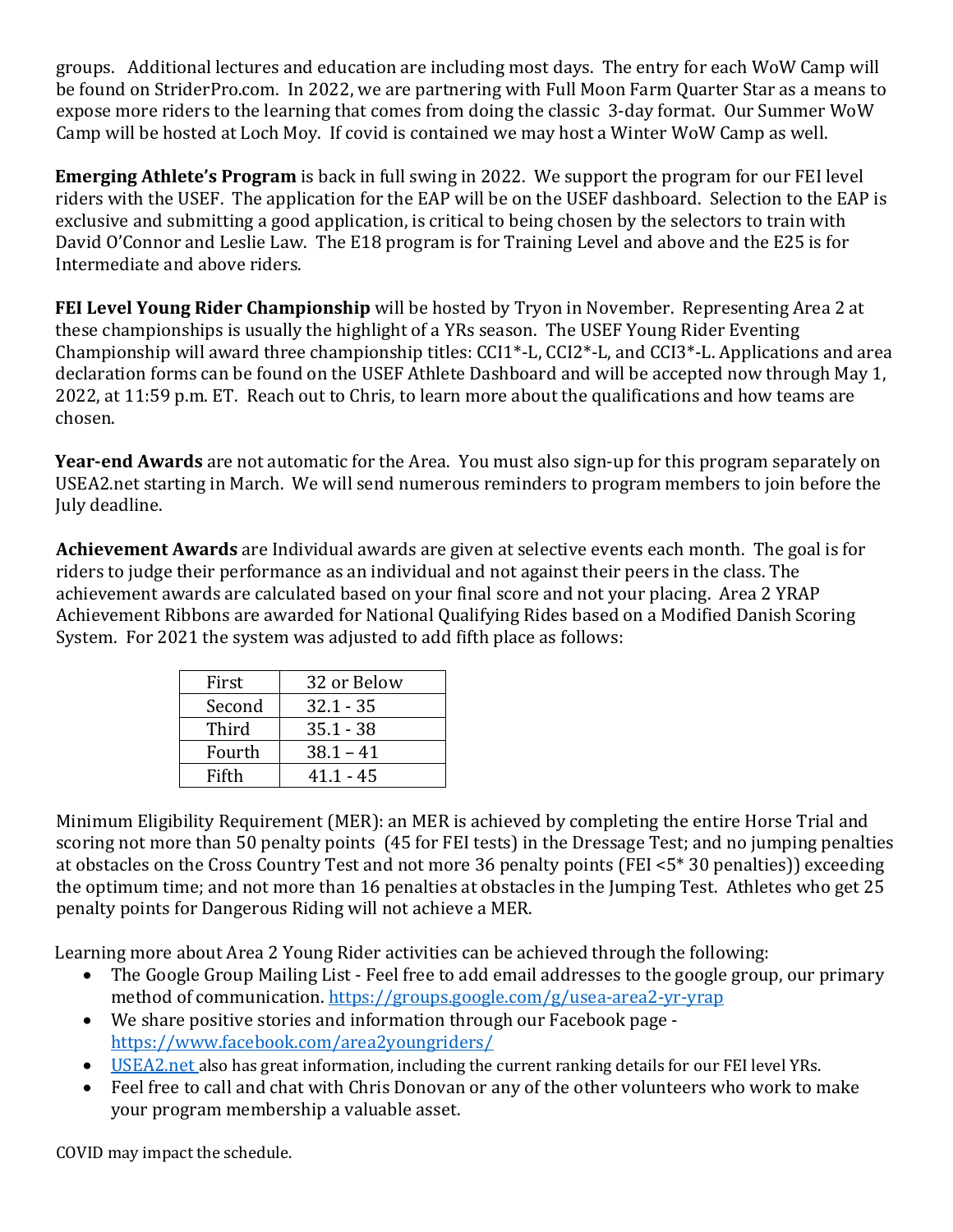groups. Additional lectures and education are including most days. The entry for each WoW Camp will be found on StriderPro.com. In 2022, we are partnering with Full Moon Farm Quarter Star as a means to expose more riders to the learning that comes from doing the classic 3-day format. Our Summer WoW Camp will be hosted at Loch Moy. If covid is contained we may host a Winter WoW Camp as well.

**Emerging Athlete's Program** is back in full swing in 2022. We support the program for our FEI level riders with the USEF. The application for the EAP will be on the USEF dashboard. Selection to the EAP is exclusive and submitting a good application, is critical to being chosen by the selectors to train with David O'Connor and Leslie Law. The E18 program is for Training Level and above and the E25 is for Intermediate and above riders.

**FEI Level Young Rider Championship** will be hosted by Tryon in November. Representing Area 2 at these championships is usually the highlight of a YRs season. The USEF Young Rider Eventing Championship will award three championship titles: CCI1*-L, CCI2*-L, and CCI3*-L. Applications and area declaration forms can be found on the USEF Athlete Dashboard and will be accepted now through May 1, 2022, at 11:59 p.m. ET. Reach out to Chris, to learn more about the qualifications and how teams are chosen.

**Year-end Awards** are not automatic for the Area. You must also sign-up for this program separately on USEA2.net starting in March. We will send numerous reminders to program members to join before the July deadline.

**Achievement Awards** are Individual awards are given at selective events each month. The goal is for riders to judge their performance as an individual and not against their peers in the class. The achievement awards are calculated based on your final score and not your placing. Area 2 YRAP Achievement Ribbons are awarded for National Qualifying Rides based on a Modified Danish Scoring System. For 2021 the system was adjusted to add fifth place as follows:

| | |
|---|---|
| First | 32 or Below |
| Second | 32.1 - 35 |
| Third | 35.1 - 38 |
| Fourth | 38.1 – 41 |
| Fifth | 41.1 - 45 |

Minimum Eligibility Requirement (MER): an MER is achieved by completing the entire Horse Trial and scoring not more than 50 penalty points (45 for FEI tests) in the Dressage Test; and no jumping penalties at obstacles on the Cross Country Test and not more 36 penalty points (FEI <5* 30 penalties)) exceeding the optimum time; and not more than 16 penalties at obstacles in the Jumping Test. Athletes who get 25 penalty points for Dangerous Riding will not achieve a MER.

Learning more about Area 2 Young Rider activities can be achieved through the following:

- The Google Group Mailing List - Feel free to add email addresses to the google group, our primary method of communication. https://groups.google.com/g/usea-area2-yr-yrap
- We share positive stories and information through our Facebook page - https://www.facebook.com/area2youngriders/
- USEA2.net also has great information, including the current ranking details for our FEI level YRs.
- Feel free to call and chat with Chris Donovan or any of the other volunteers who work to make your program membership a valuable asset.

COVID may impact the schedule.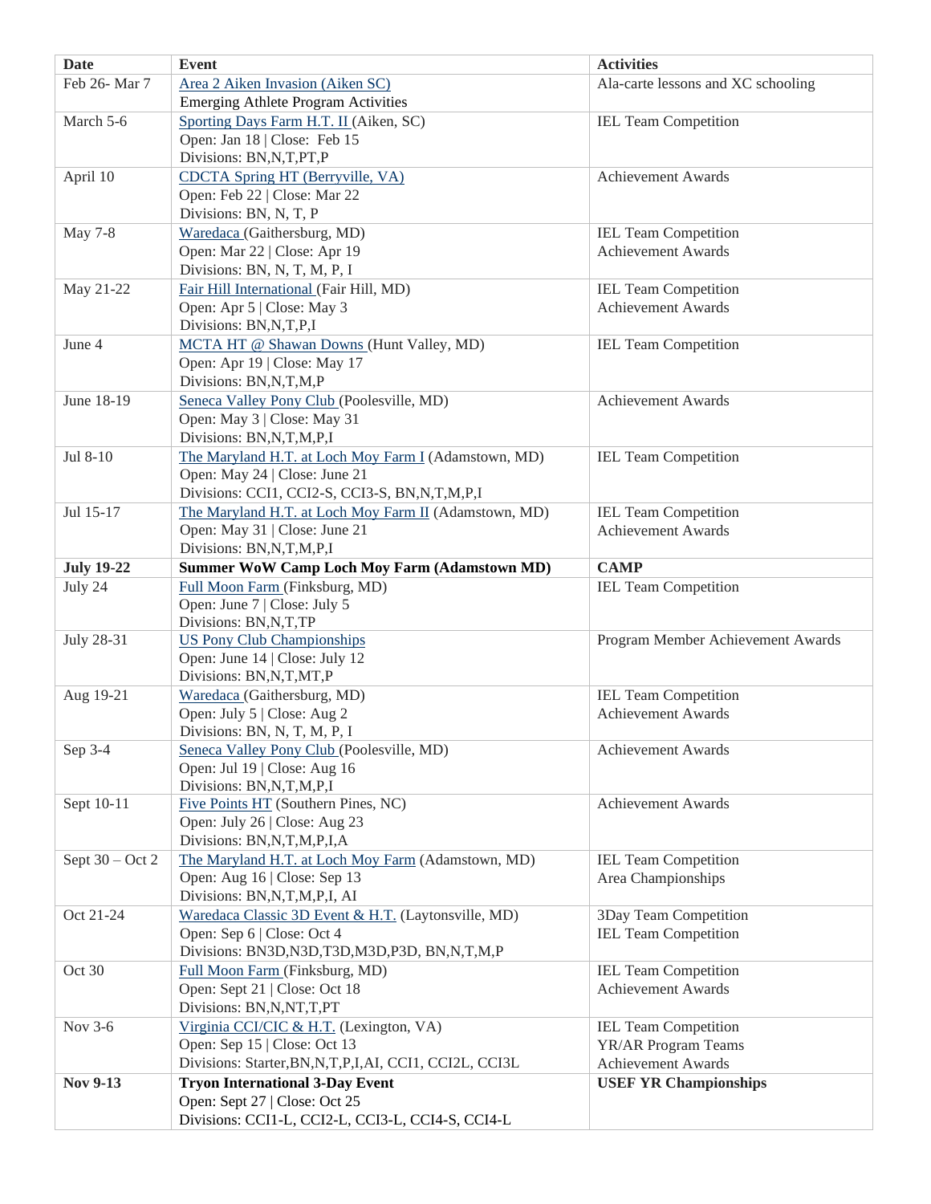| Date | Event | Activities |
|---|---|---|
| Feb 26- Mar 7 | Area 2 Aiken Invasion (Aiken SC)<br>Emerging Athlete Program Activities | Ala-carte lessons and XC schooling |
| March 5-6 | Sporting Days Farm H.T. II (Aiken, SC)<br>Open: Jan 18 \| Close: Feb 15<br>Divisions: BN,N,T,PT,P | IEL Team Competition |
| April 10 | CDCTA Spring HT (Berryville, VA)<br>Open: Feb 22 \| Close: Mar 22<br>Divisions: BN, N, T, P | Achievement Awards |
| May 7-8 | Waredaca (Gaithersburg, MD)<br>Open: Mar 22 \| Close: Apr 19<br>Divisions: BN, N, T, M, P, I | IEL Team Competition<br>Achievement Awards |
| May 21-22 | Fair Hill International (Fair Hill, MD)<br>Open: Apr 5 \| Close: May 3<br>Divisions: BN,N,T,P,I | IEL Team Competition<br>Achievement Awards |
| June 4 | MCTA HT @ Shawan Downs (Hunt Valley, MD)<br>Open: Apr 19 \| Close: May 17<br>Divisions: BN,N,T,M,P | IEL Team Competition |
| June 18-19 | Seneca Valley Pony Club (Poolesville, MD)<br>Open: May 3 \| Close: May 31<br>Divisions: BN,N,T,M,P,I | Achievement Awards |
| Jul 8-10 | The Maryland H.T. at Loch Moy Farm I (Adamstown, MD)<br>Open: May 24 \| Close: June 21<br>Divisions: CCI1, CCI2-S, CCI3-S, BN,N,T,M,P,I | IEL Team Competition |
| Jul 15-17 | The Maryland H.T. at Loch Moy Farm II (Adamstown, MD)<br>Open: May 31 \| Close: June 21<br>Divisions: BN,N,T,M,P,I | IEL Team Competition<br>Achievement Awards |
| **July 19-22** | **Summer WoW Camp Loch Moy Farm (Adamstown MD)** | **CAMP** |
| July 24 | Full Moon Farm (Finksburg, MD)<br>Open: June 7 \| Close: July 5<br>Divisions: BN,N,T,TP | IEL Team Competition |
| July 28-31 | US Pony Club Championships<br>Open: June 14 \| Close: July 12<br>Divisions: BN,N,T,MT,P | Program Member Achievement Awards |
| Aug 19-21 | Waredaca (Gaithersburg, MD)<br>Open: July 5 \| Close: Aug 2<br>Divisions: BN, N, T, M, P, I | IEL Team Competition<br>Achievement Awards |
| Sep 3-4 | Seneca Valley Pony Club (Poolesville, MD)<br>Open: Jul 19 \| Close: Aug 16<br>Divisions: BN,N,T,M,P,I | Achievement Awards |
| Sept 10-11 | Five Points HT (Southern Pines, NC)<br>Open: July 26 \| Close: Aug 23<br>Divisions: BN,N,T,M,P,I,A | Achievement Awards |
| Sept 30 – Oct 2 | The Maryland H.T. at Loch Moy Farm (Adamstown, MD)<br>Open: Aug 16 \| Close: Sep 13<br>Divisions: BN,N,T,M,P,I, AI | IEL Team Competition<br>Area Championships |
| Oct 21-24 | Waredaca Classic 3D Event & H.T. (Laytonsville, MD)<br>Open: Sep 6 \| Close: Oct 4<br>Divisions: BN3D,N3D,T3D,M3D,P3D, BN,N,T,M,P | 3Day Team Competition<br>IEL Team Competition |
| Oct 30 | Full Moon Farm (Finksburg, MD)<br>Open: Sept 21 \| Close: Oct 18<br>Divisions: BN,N,NT,T,PT | IEL Team Competition<br>Achievement Awards |
| Nov 3-6 | Virginia CCI/CIC & H.T. (Lexington, VA)<br>Open: Sep 15 \| Close: Oct 13<br>Divisions: Starter,BN,N,T,P,I,AI, CCI1, CCI2L, CCI3L | IEL Team Competition<br>YR/AR Program Teams<br>Achievement Awards |
| **Nov 9-13** | **Tryon International 3-Day Event**<br>Open: Sept 27 \| Close: Oct 25<br>Divisions: CCI1-L, CCI2-L, CCI3-L, CCI4-S, CCI4-L | **USEF YR Championships** |